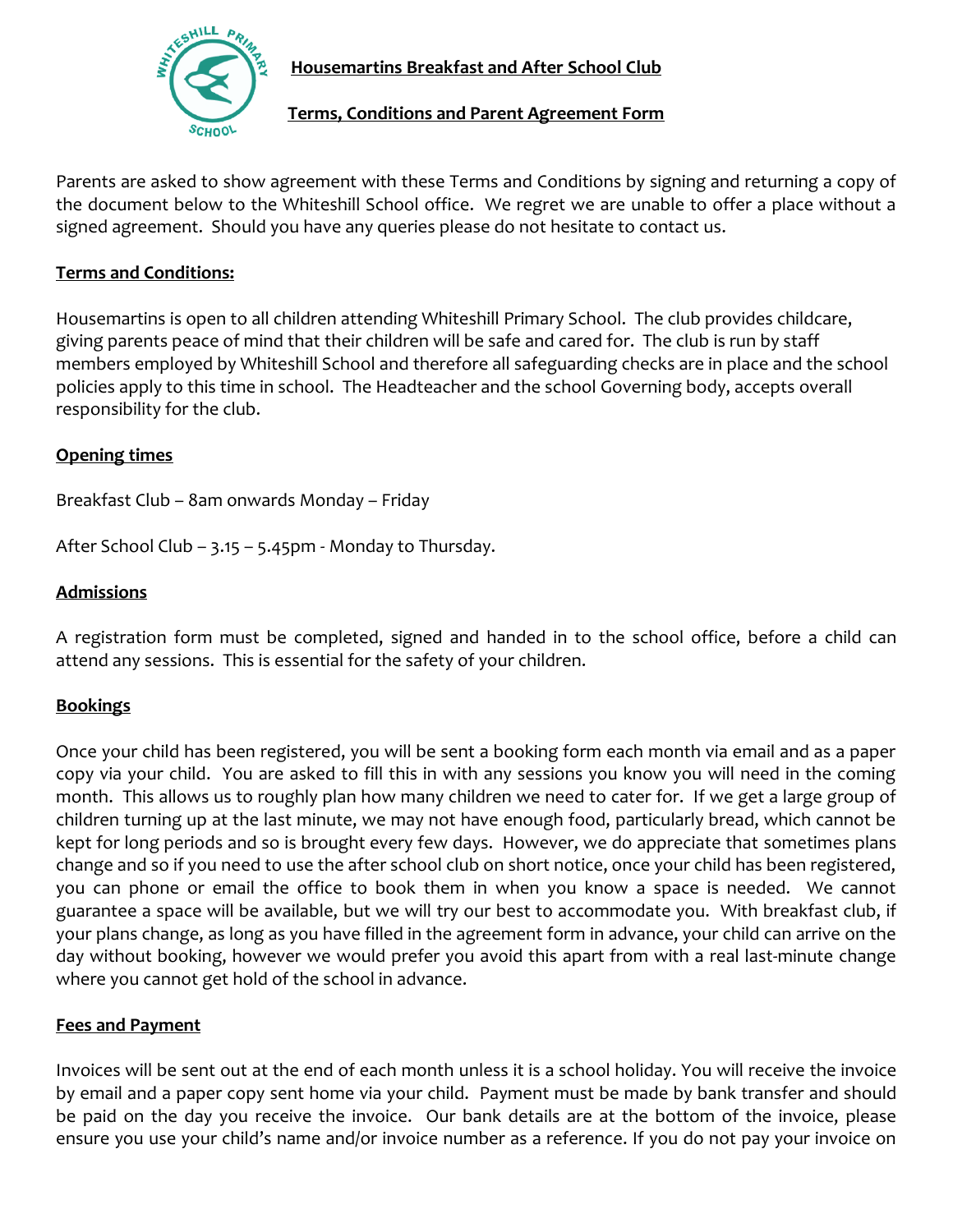# Housemartins Breakfast and After School Club

## Terms, Conditions and Parent Agreement Form

Parents are asked to show agreement with these Terms and Conditions by signing and returning a copy of the document below to the Whiteshill School office. We regret we are unable to offer a place without a signed agreement. Should you have any queries please do not hesitate to contact us.

### Terms and Conditions:

Housemartins is open to all children attending Whiteshill Primary School. The club provides childcare, giving parents peace of mind that their children will be safe and cared for. The club is run by staff members employed by Whiteshill School and therefore all safeguarding checks are in place and the school policies apply to this time in school. The Headteacher and the school Governing body, accepts overall responsibility for the club.

### Opening times

Breakfast Club – 8am onwards Monday – Friday

After School Club – 3.15 – 5.45pm - Monday to Thursday.

### Admissions

A registration form must be completed, signed and handed in to the school office, before a child can attend any sessions. This is essential for the safety of your children.

### Bookings

Once your child has been registered, you will be sent a booking form each month via email and as a paper copy via your child. You are asked to fill this in with any sessions you know you will need in the coming month. This allows us to roughly plan how many children we need to cater for. If we get a large group of children turning up at the last minute, we may not have enough food, particularly bread, which cannot be kept for long periods and so is brought every few days. However, we do appreciate that sometimes plans change and so if you need to use the after school club on short notice, once your child has been registered, you can phone or email the office to book them in when you know a space is needed. We cannot guarantee a space will be available, but we will try our best to accommodate you. With breakfast club, if your plans change, as long as you have filled in the agreement form in advance, your child can arrive on the day without booking, however we would prefer you avoid this apart from with a real last-minute change where you cannot get hold of the school in advance.

### Fees and Payment

Invoices will be sent out at the end of each month unless it is a school holiday. You will receive the invoice by email and a paper copy sent home via your child. Payment must be made by bank transfer and should be paid on the day you receive the invoice. Our bank details are at the bottom of the invoice, please ensure you use your child's name and/or invoice number as a reference. If you do not pay your invoice on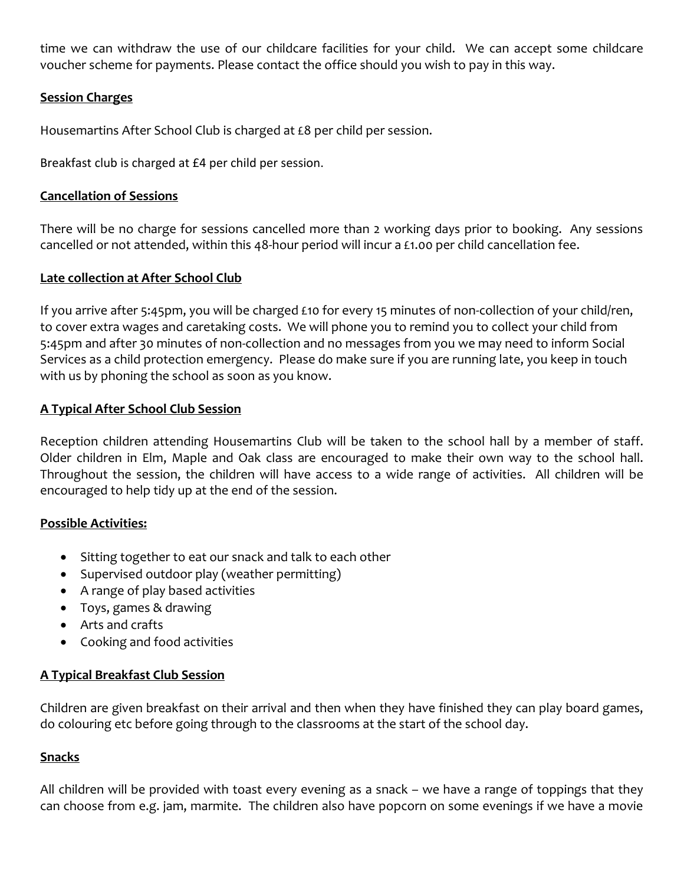time we can withdraw the use of our childcare facilities for your child. We can accept some childcare voucher scheme for payments. Please contact the office should you wish to pay in this way.

**Session Charges**

Housemartins After School Club is charged at £8 per child per session.

Breakfast club is charged at £4 per child per session.

**Cancellation of Sessions**

There will be no charge for sessions cancelled more than 2 working days prior to booking. Any sessions cancelled or not attended, within this 48-hour period will incur a £1.00 per child cancellation fee.

**Late collection at After School Club**

If you arrive after 5:45pm, you will be charged £10 for every 15 minutes of non-collection of your child/ren, to cover extra wages and caretaking costs. We will phone you to remind you to collect your child from 5:45pm and after 30 minutes of non-collection and no messages from you we may need to inform Social Services as a child protection emergency. Please do make sure if you are running late, you keep in touch with us by phoning the school as soon as you know.

**A Typical After School Club Session**

Reception children attending Housemartins Club will be taken to the school hall by a member of staff. Older children in Elm, Maple and Oak class are encouraged to make their own way to the school hall. Throughout the session, the children will have access to a wide range of activities. All children will be encouraged to help tidy up at the end of the session.

**Possible Activities:**

- Sitting together to eat our snack and talk to each other
- Supervised outdoor play (weather permitting)
- A range of play based activities
- Toys, games & drawing
- Arts and crafts
- Cooking and food activities

**A Typical Breakfast Club Session**

Children are given breakfast on their arrival and then when they have finished they can play board games, do colouring etc before going through to the classrooms at the start of the school day.

**Snacks**

All children will be provided with toast every evening as a snack – we have a range of toppings that they can choose from e.g. jam, marmite. The children also have popcorn on some evenings if we have a movie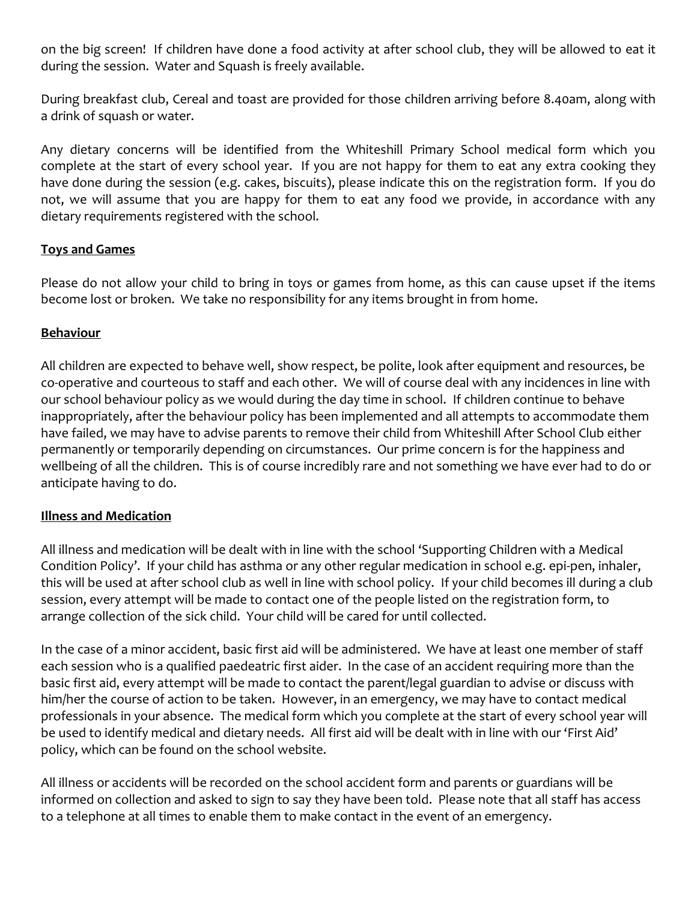on the big screen! If children have done a food activity at after school club, they will be allowed to eat it during the session. Water and Squash is freely available.

During breakfast club, Cereal and toast are provided for those children arriving before 8.40am, along with a drink of squash or water.

Any dietary concerns will be identified from the Whiteshill Primary School medical form which you complete at the start of every school year. If you are not happy for them to eat any extra cooking they have done during the session (e.g. cakes, biscuits), please indicate this on the registration form. If you do not, we will assume that you are happy for them to eat any food we provide, in accordance with any dietary requirements registered with the school.

## Toys and Games

Please do not allow your child to bring in toys or games from home, as this can cause upset if the items become lost or broken. We take no responsibility for any items brought in from home.

## Behaviour

All children are expected to behave well, show respect, be polite, look after equipment and resources, be co-operative and courteous to staff and each other. We will of course deal with any incidences in line with our school behaviour policy as we would during the day time in school. If children continue to behave inappropriately, after the behaviour policy has been implemented and all attempts to accommodate them have failed, we may have to advise parents to remove their child from Whiteshill After School Club either permanently or temporarily depending on circumstances. Our prime concern is for the happiness and wellbeing of all the children. This is of course incredibly rare and not something we have ever had to do or anticipate having to do.

## Illness and Medication

All illness and medication will be dealt with in line with the school 'Supporting Children with a Medical Condition Policy'. If your child has asthma or any other regular medication in school e.g. epi-pen, inhaler, this will be used at after school club as well in line with school policy. If your child becomes ill during a club session, every attempt will be made to contact one of the people listed on the registration form, to arrange collection of the sick child. Your child will be cared for until collected.

In the case of a minor accident, basic first aid will be administered. We have at least one member of staff each session who is a qualified paedeatric first aider. In the case of an accident requiring more than the basic first aid, every attempt will be made to contact the parent/legal guardian to advise or discuss with him/her the course of action to be taken. However, in an emergency, we may have to contact medical professionals in your absence. The medical form which you complete at the start of every school year will be used to identify medical and dietary needs. All first aid will be dealt with in line with our 'First Aid' policy, which can be found on the school website.

All illness or accidents will be recorded on the school accident form and parents or guardians will be informed on collection and asked to sign to say they have been told. Please note that all staff has access to a telephone at all times to enable them to make contact in the event of an emergency.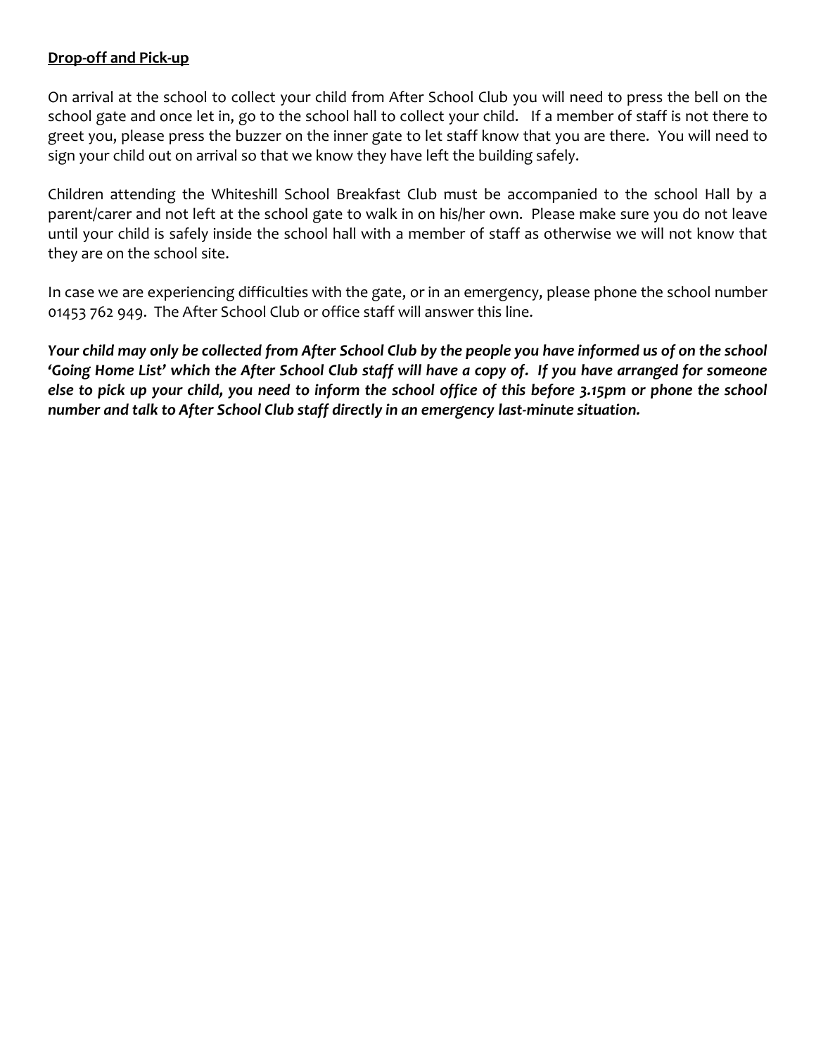**Drop-off and Pick-up**

On arrival at the school to collect your child from After School Club you will need to press the bell on the school gate and once let in, go to the school hall to collect your child. If a member of staff is not there to greet you, please press the buzzer on the inner gate to let staff know that you are there. You will need to sign your child out on arrival so that we know they have left the building safely.

Children attending the Whiteshill School Breakfast Club must be accompanied to the school Hall by a parent/carer and not left at the school gate to walk in on his/her own. Please make sure you do not leave until your child is safely inside the school hall with a member of staff as otherwise we will not know that they are on the school site.

In case we are experiencing difficulties with the gate, or in an emergency, please phone the school number 01453 762 949. The After School Club or office staff will answer this line.

***Your child may only be collected from After School Club by the people you have informed us of on the school 'Going Home List' which the After School Club staff will have a copy of. If you have arranged for someone else to pick up your child, you need to inform the school office of this before 3.15pm or phone the school number and talk to After School Club staff directly in an emergency last-minute situation.***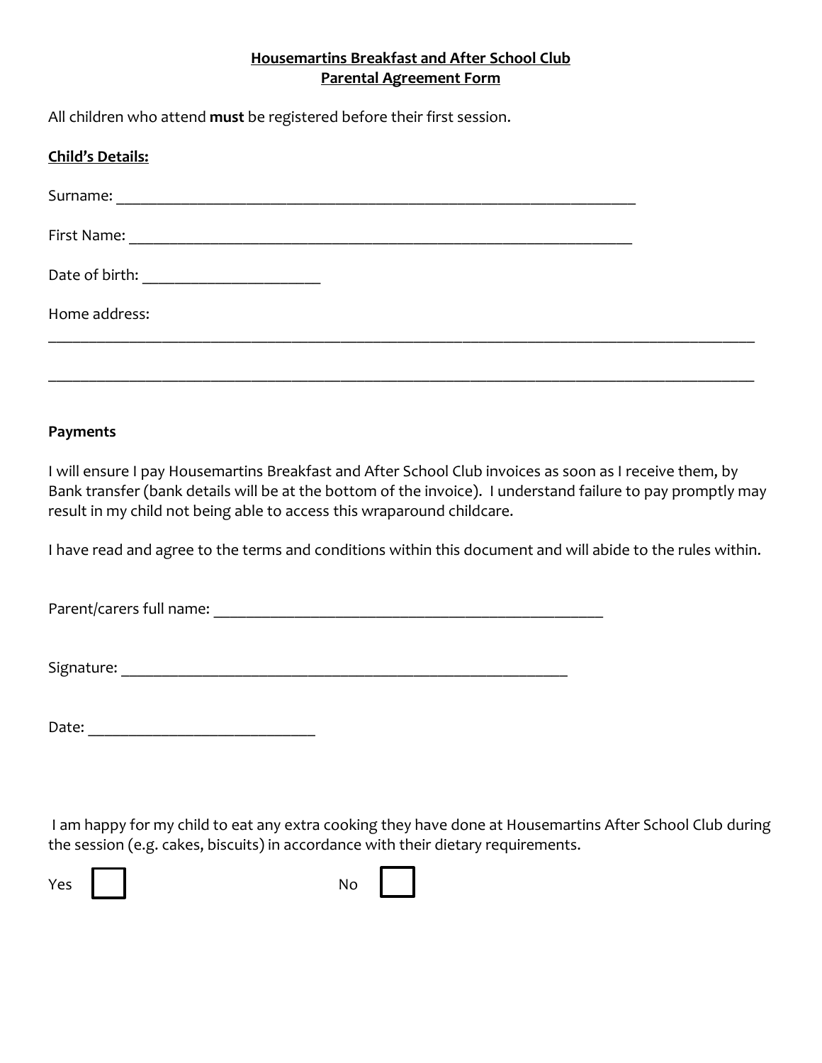**Housemartins Breakfast and After School Club**
**Parental Agreement Form**

All children who attend **must** be registered before their first session.

**Child's Details:**

Surname: ______________________________________________________________

First Name: ____________________________________________________________

Date of birth: ______________________

Home address:

_____________________________________________________________________________________

_____________________________________________________________________________________

**Payments**

I will ensure I pay Housemartins Breakfast and After School Club invoices as soon as I receive them, by Bank transfer (bank details will be at the bottom of the invoice). I understand failure to pay promptly may result in my child not being able to access this wraparound childcare.

I have read and agree to the terms and conditions within this document and will abide to the rules within.

Parent/carers full name: ________________________________________________

Signature: _______________________________________________________

Date: _____________________________

I am happy for my child to eat any extra cooking they have done at Housemartins After School Club during the session (e.g. cakes, biscuits) in accordance with their dietary requirements.

Yes ☐ No ☐